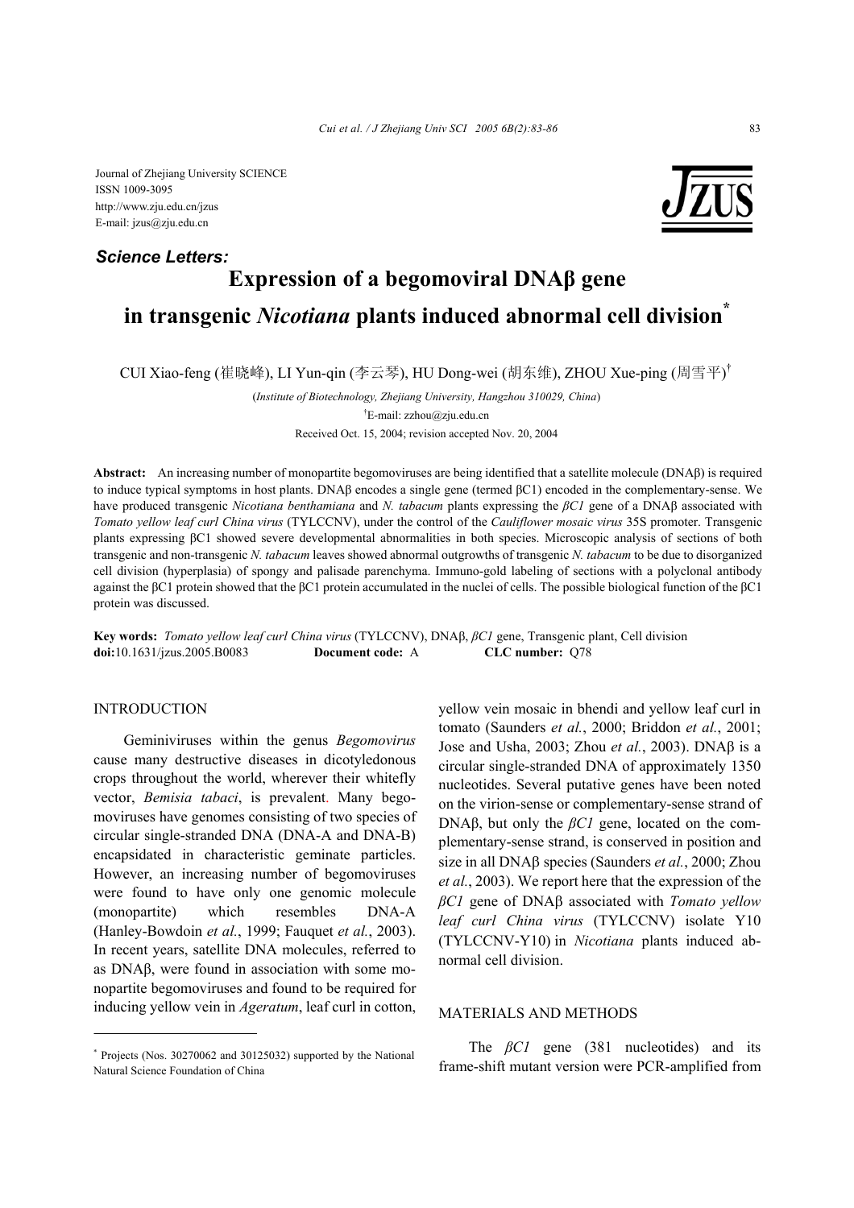Journal of Zhejiang University SCIENCE
ISSN 1009-3095
http://www.zju.edu.cn/jzus
E-mail: jzus@zju.edu.cn

***Science Letters:***

# Expression of a begomoviral DNAβ gene in transgenic *Nicotiana* plants induced abnormal cell division[*]

CUI Xiao-feng (崔晓峰), LI Yun-qin (李云琴), HU Dong-wei (胡东维), ZHOU Xue-ping (周雪平)[†]

(*Institute of Biotechnology, Zhejiang University, Hangzhou 310029, China*)

[†]E-mail: zzhou@zju.edu.cn

Received Oct. 15, 2004; revision accepted Nov. 20, 2004

**Abstract:** An increasing number of monopartite begomoviruses are being identified that a satellite molecule (DNAβ) is required to induce typical symptoms in host plants. DNAβ encodes a single gene (termed βC1) encoded in the complementary-sense. We have produced transgenic *Nicotiana benthamiana* and *N. tabacum* plants expressing the *βC1* gene of a DNAβ associated with *Tomato yellow leaf curl China virus* (TYLCCNV), under the control of the *Cauliflower mosaic virus* 35S promoter. Transgenic plants expressing βC1 showed severe developmental abnormalities in both species. Microscopic analysis of sections of both transgenic and non-transgenic *N. tabacum* leaves showed abnormal outgrowths of transgenic *N. tabacum* to be due to disorganized cell division (hyperplasia) of spongy and palisade parenchyma. Immuno-gold labeling of sections with a polyclonal antibody against the βC1 protein showed that the βC1 protein accumulated in the nuclei of cells. The possible biological function of the βC1 protein was discussed.

**Key words:** *Tomato yellow leaf curl China virus* (TYLCCNV), DNAβ, *βC1* gene, Transgenic plant, Cell division
**doi:**10.1631/jzus.2005.B0083 **Document code:** A **CLC number:** Q78

## INTRODUCTION

Geminiviruses within the genus *Begomovirus* cause many destructive diseases in dicotyledonous crops throughout the world, wherever their whitefly vector, *Bemisia tabaci*, is prevalent. Many begomoviruses have genomes consisting of two species of circular single-stranded DNA (DNA-A and DNA-B) encapsidated in characteristic geminate particles. However, an increasing number of begomoviruses were found to have only one genomic molecule (monopartite) which resembles DNA-A (Hanley-Bowdoin *et al.*, 1999; Fauquet *et al.*, 2003). In recent years, satellite DNA molecules, referred to as DNAβ, were found in association with some monopartite begomoviruses and found to be required for inducing yellow vein in *Ageratum*, leaf curl in cotton, yellow vein mosaic in bhendi and yellow leaf curl in tomato (Saunders *et al.*, 2000; Briddon *et al.*, 2001; Jose and Usha, 2003; Zhou *et al.*, 2003). DNAβ is a circular single-stranded DNA of approximately 1350 nucleotides. Several putative genes have been noted on the virion-sense or complementary-sense strand of DNAβ, but only the *βC1* gene, located on the complementary-sense strand, is conserved in position and size in all DNAβ species (Saunders *et al.*, 2000; Zhou *et al.*, 2003). We report here that the expression of the *βC1* gene of DNAβ associated with *Tomato yellow leaf curl China virus* (TYLCCNV) isolate Y10 (TYLCCNV-Y10) in *Nicotiana* plants induced abnormal cell division.

## MATERIALS AND METHODS

The *βC1* gene (381 nucleotides) and its frame-shift mutant version were PCR-amplified from

[*] Projects (Nos. 30270062 and 30125032) supported by the National Natural Science Foundation of China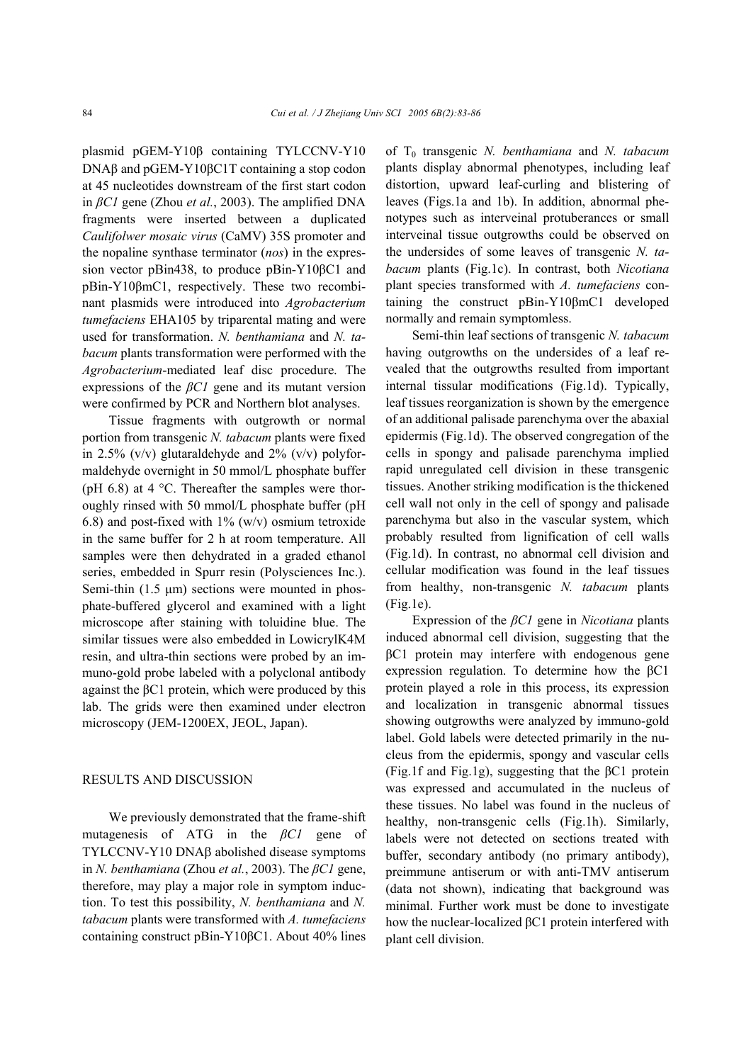plasmid pGEM-Y10β containing TYLCCNV-Y10 DNAβ and pGEM-Y10βC1T containing a stop codon at 45 nucleotides downstream of the first start codon in *βC1* gene (Zhou *et al.*, 2003). The amplified DNA fragments were inserted between a duplicated *Caulifolwer mosaic virus* (CaMV) 35S promoter and the nopaline synthase terminator (*nos*) in the expression vector pBin438, to produce pBin-Y10βC1 and pBin-Y10βmC1, respectively. These two recombinant plasmids were introduced into *Agrobacterium tumefaciens* EHA105 by triparental mating and were used for transformation. *N. benthamiana* and *N. tabacum* plants transformation were performed with the *Agrobacterium*-mediated leaf disc procedure. The expressions of the *βC1* gene and its mutant version were confirmed by PCR and Northern blot analyses.

Tissue fragments with outgrowth or normal portion from transgenic *N. tabacum* plants were fixed in 2.5% (v/v) glutaraldehyde and 2% (v/v) polyformaldehyde overnight in 50 mmol/L phosphate buffer (pH 6.8) at 4 °C. Thereafter the samples were thoroughly rinsed with 50 mmol/L phosphate buffer (pH 6.8) and post-fixed with 1% (w/v) osmium tetroxide in the same buffer for 2 h at room temperature. All samples were then dehydrated in a graded ethanol series, embedded in Spurr resin (Polysciences Inc.). Semi-thin (1.5 μm) sections were mounted in phosphate-buffered glycerol and examined with a light microscope after staining with toluidine blue. The similar tissues were also embedded in LowicrylK4M resin, and ultra-thin sections were probed by an immuno-gold probe labeled with a polyclonal antibody against the βC1 protein, which were produced by this lab. The grids were then examined under electron microscopy (JEM-1200EX, JEOL, Japan).

## RESULTS AND DISCUSSION

We previously demonstrated that the frame-shift mutagenesis of ATG in the *βC1* gene of TYLCCNV-Y10 DNAβ abolished disease symptoms in *N. benthamiana* (Zhou *et al.*, 2003). The *βC1* gene, therefore, may play a major role in symptom induction. To test this possibility, *N. benthamiana* and *N. tabacum* plants were transformed with *A. tumefaciens* containing construct pBin-Y10βC1. About 40% lines of $T_0$ transgenic *N. benthamiana* and *N. tabacum* plants display abnormal phenotypes, including leaf distortion, upward leaf-curling and blistering of leaves (Figs.1a and 1b). In addition, abnormal phenotypes such as interveinal protuberances or small interveinal tissue outgrowths could be observed on the undersides of some leaves of transgenic *N. tabacum* plants (Fig.1c). In contrast, both *Nicotiana* plant species transformed with *A. tumefaciens* containing the construct pBin-Y10βmC1 developed normally and remain symptomless.

Semi-thin leaf sections of transgenic *N. tabacum* having outgrowths on the undersides of a leaf revealed that the outgrowths resulted from important internal tissular modifications (Fig.1d). Typically, leaf tissues reorganization is shown by the emergence of an additional palisade parenchyma over the abaxial epidermis (Fig.1d). The observed congregation of the cells in spongy and palisade parenchyma implied rapid unregulated cell division in these transgenic tissues. Another striking modification is the thickened cell wall not only in the cell of spongy and palisade parenchyma but also in the vascular system, which probably resulted from lignification of cell walls (Fig.1d). In contrast, no abnormal cell division and cellular modification was found in the leaf tissues from healthy, non-transgenic *N. tabacum* plants (Fig.1e).

Expression of the *βC1* gene in *Nicotiana* plants induced abnormal cell division, suggesting that the βC1 protein may interfere with endogenous gene expression regulation. To determine how the βC1 protein played a role in this process, its expression and localization in transgenic abnormal tissues showing outgrowths were analyzed by immuno-gold label. Gold labels were detected primarily in the nucleus from the epidermis, spongy and vascular cells (Fig.1f and Fig.1g), suggesting that the βC1 protein was expressed and accumulated in the nucleus of these tissues. No label was found in the nucleus of healthy, non-transgenic cells (Fig.1h). Similarly, labels were not detected on sections treated with buffer, secondary antibody (no primary antibody), preimmune antiserum or with anti-TMV antiserum (data not shown), indicating that background was minimal. Further work must be done to investigate how the nuclear-localized βC1 protein interfered with plant cell division.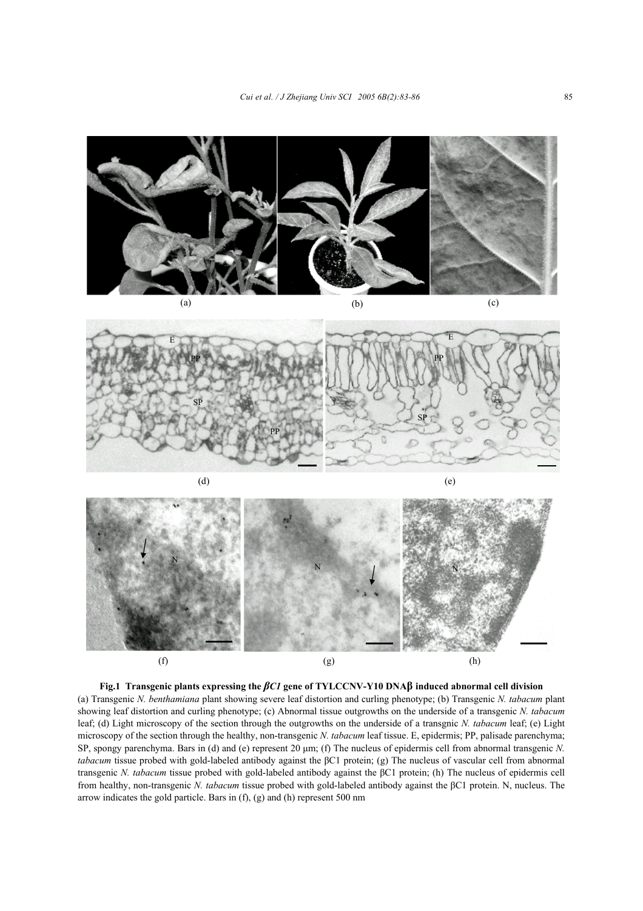**Fig.1 Transgenic plants expressing the *βC1* gene of TYLCCNV-Y10 DNAβ induced abnormal cell division**

(a) Transgenic *N. benthamiana* plant showing severe leaf distortion and curling phenotype; (b) Transgenic *N. tabacum* plant showing leaf distortion and curling phenotype; (c) Abnormal tissue outgrowths on the underside of a transgenic *N. tabacum* leaf; (d) Light microscopy of the section through the outgrowths on the underside of a transgnic *N. tabacum* leaf; (e) Light microscopy of the section through the healthy, non-transgenic *N. tabacum* leaf tissue. E, epidermis; PP, palisade parenchyma; SP, spongy parenchyma. Bars in (d) and (e) represent 20 μm; (f) The nucleus of epidermis cell from abnormal transgenic *N. tabacum* tissue probed with gold-labeled antibody against the βC1 protein; (g) The nucleus of vascular cell from abnormal transgenic *N. tabacum* tissue probed with gold-labeled antibody against the βC1 protein; (h) The nucleus of epidermis cell from healthy, non-transgenic *N. tabacum* tissue probed with gold-labeled antibody against the βC1 protein. N, nucleus. The arrow indicates the gold particle. Bars in (f), (g) and (h) represent 500 nm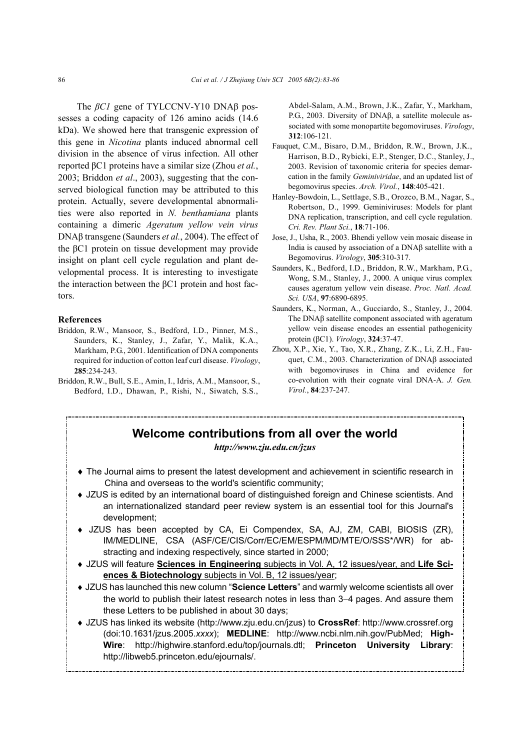The *βC1* gene of TYLCCNV-Y10 DNAβ possesses a coding capacity of 126 amino acids (14.6 kDa). We showed here that transgenic expression of this gene in *Nicotina* plants induced abnormal cell division in the absence of virus infection. All other reported βC1 proteins have a similar size (Zhou *et al.*, 2003; Briddon *et al*., 2003), suggesting that the conserved biological function may be attributed to this protein. Actually, severe developmental abnormalities were also reported in *N. benthamiana* plants containing a dimeric *Ageratum yellow vein virus* DNAβ transgene (Saunders *et al.*, 2004). The effect of the βC1 protein on tissue development may provide insight on plant cell cycle regulation and plant developmental process. It is interesting to investigate the interaction between the βC1 protein and host factors.

## References

Briddon, R.W., Mansoor, S., Bedford, I.D., Pinner, M.S., Saunders, K., Stanley, J., Zafar, Y., Malik, K.A., Markham, P.G., 2001. Identification of DNA components required for induction of cotton leaf curl disease. *Virology*, **285**:234-243.

Briddon, R.W., Bull, S.E., Amin, I., Idris, A.M., Mansoor, S., Bedford, I.D., Dhawan, P., Rishi, N., Siwatch, S.S., Abdel-Salam, A.M., Brown, J.K., Zafar, Y., Markham, P.G., 2003. Diversity of DNAβ, a satellite molecule associated with some monopartite begomoviruses. *Virology*, **312**:106-121.

Fauquet, C.M., Bisaro, D.M., Briddon, R.W., Brown, J.K., Harrison, B.D., Rybicki, E.P., Stenger, D.C., Stanley, J., 2003. Revision of taxonomic criteria for species demarcation in the family *Geminiviridae*, and an updated list of begomovirus species. *Arch. Virol.*, **148**:405-421.

Hanley-Bowdoin, L., Settlage, S.B., Orozco, B.M., Nagar, S., Robertson, D., 1999. Geminiviruses: Models for plant DNA replication, transcription, and cell cycle regulation. *Cri. Rev. Plant Sci.*, **18**:71-106.

Jose, J., Usha, R., 2003. Bhendi yellow vein mosaic disease in India is caused by association of a DNAβ satellite with a Begomovirus. *Virology*, **305**:310-317.

Saunders, K., Bedford, I.D., Briddon, R.W., Markham, P.G., Wong, S.M., Stanley, J., 2000. A unique virus complex causes ageratum yellow vein disease. *Proc. Natl. Acad. Sci. USA*, **97**:6890-6895.

Saunders, K., Norman, A., Gucciardo, S., Stanley, J., 2004. The DNAβ satellite component associated with ageratum yellow vein disease encodes an essential pathogenicity protein (βC1). *Virology*, **324**:37-47.

Zhou, X.P., Xie, Y., Tao, X.R., Zhang, Z.K., Li, Z.H., Fauquet, C.M., 2003. Characterization of DNAβ associated with begomoviruses in China and evidence for co-evolution with their cognate viral DNA-A. *J. Gen. Virol.*, **84**:237-247.

---

## Welcome contributions from all over the world

***http://www.zju.edu.cn/jzus***

- ♦ The Journal aims to present the latest development and achievement in scientific research in China and overseas to the world's scientific community;
- ♦ JZUS is edited by an international board of distinguished foreign and Chinese scientists. And an internationalized standard peer review system is an essential tool for this Journal's development;
- ♦ JZUS has been accepted by CA, Ei Compendex, SA, AJ, ZM, CABI, BIOSIS (ZR), IM/MEDLINE, CSA (ASF/CE/CIS/Corr/EC/EM/ESPM/MD/MTE/O/SSS*/WR) for abstracting and indexing respectively, since started in 2000;
- ♦ JZUS will feature **Sciences in Engineering** subjects in Vol. A, 12 issues/year, and **Life Sciences & Biotechnology** subjects in Vol. B, 12 issues/year;
- ♦ JZUS has launched this new column "**Science Letters**" and warmly welcome scientists all over the world to publish their latest research notes in less than 3–4 pages. And assure them these Letters to be published in about 30 days;
- ♦ JZUS has linked its website (http://www.zju.edu.cn/jzus) to **CrossRef**: http://www.crossref.org (doi:10.1631/jzus.2005.*xxxx*); **MEDLINE**: http://www.ncbi.nlm.nih.gov/PubMed; **HighWire**: http://highwire.stanford.edu/top/journals.dtl; **Princeton University Library**: http://libweb5.princeton.edu/ejournals/.